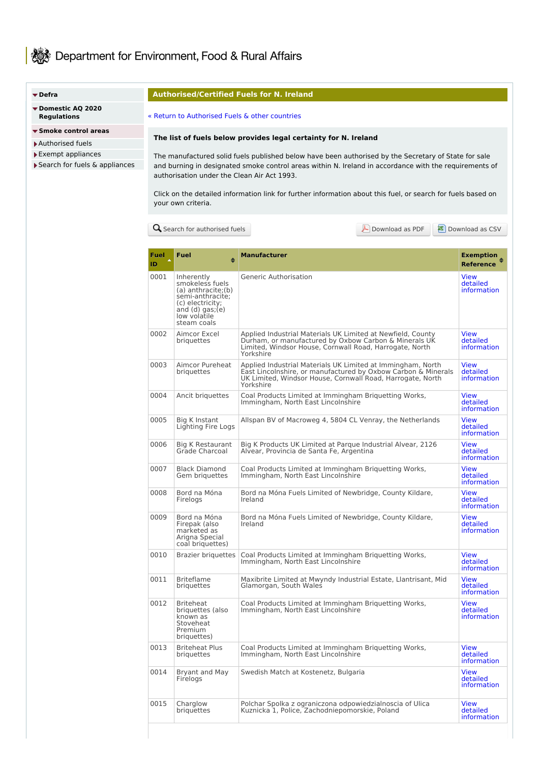# Department for Environment, Food & Rural Affairs

- Defra
- Domestic AQ 2020 Regulations
- Smoke control areas
  - Authorised fuels
  - Exempt appliances
  - Search for fuels & appliances

## Authorised/Certified Fuels for N. Ireland

« Return to Authorised Fuels & other countries

**The list of fuels below provides legal certainty for N. Ireland**

The manufactured solid fuels published below have been authorised by the Secretary of State for sale and burning in designated smoke control areas within N. Ireland in accordance with the requirements of authorisation under the Clean Air Act 1993.

Click on the detailed information link for further information about this fuel, or search for fuels based on your own criteria.

Search for authorised fuels | Download as PDF | Download as CSV

| Fuel ID | Fuel | Manufacturer | Exemption Reference |
|---|---|---|---|
| 0001 | Inherently smokeless fuels (a) anthracite;(b) semi-anthracite; (c) electricity; and (d) gas;(e) low volatile steam coals | Generic Authorisation | View detailed information |
| 0002 | Aimcor Excel briquettes | Applied Industrial Materials UK Limited at Newfield, County Durham, or manufactured by Oxbow Carbon & Minerals UK Limited, Windsor House, Cornwall Road, Harrogate, North Yorkshire | View detailed information |
| 0003 | Aimcor Pureheat briquettes | Applied Industrial Materials UK Limited at Immingham, North East Lincolnshire, or manufactured by Oxbow Carbon & Minerals UK Limited, Windsor House, Cornwall Road, Harrogate, North Yorkshire | View detailed information |
| 0004 | Ancit briquettes | Coal Products Limited at Immingham Briquetting Works, Immingham, North East Lincolnshire | View detailed information |
| 0005 | Big K Instant Lighting Fire Logs | Allspan BV of Macroweg 4, 5804 CL Venray, the Netherlands | View detailed information |
| 0006 | Big K Restaurant Grade Charcoal | Big K Products UK Limited at Parque Industrial Alvear, 2126 Alvear, Provincia de Santa Fe, Argentina | View detailed information |
| 0007 | Black Diamond Gem briquettes | Coal Products Limited at Immingham Briquetting Works, Immingham, North East Lincolnshire | View detailed information |
| 0008 | Bord na Móna Firelogs | Bord na Móna Fuels Limited of Newbridge, County Kildare, Ireland | View detailed information |
| 0009 | Bord na Móna Firepak (also marketed as Arigna Special coal briquettes) | Bord na Móna Fuels Limited of Newbridge, County Kildare, Ireland | View detailed information |
| 0010 | Brazier briquettes | Coal Products Limited at Immingham Briquetting Works, Immingham, North East Lincolnshire | View detailed information |
| 0011 | Briteflame briquettes | Maxibrite Limited at Mwyndy Industrial Estate, Llantrisant, Mid Glamorgan, South Wales | View detailed information |
| 0012 | Briteheat briquettes (also known as Stoveheat Premium briquettes) | Coal Products Limited at Immingham Briquetting Works, Immingham, North East Lincolnshire | View detailed information |
| 0013 | Briteheat Plus briquettes | Coal Products Limited at Immingham Briquetting Works, Immingham, North East Lincolnshire | View detailed information |
| 0014 | Bryant and May Firelogs | Swedish Match at Kostenetz, Bulgaria | View detailed information |
| 0015 | Charglow briquettes | Polchar Spolka z ograniczona odpowiedzialnoscia of Ulica Kuznicka 1, Police, Zachodniepomorskie, Poland | View detailed information |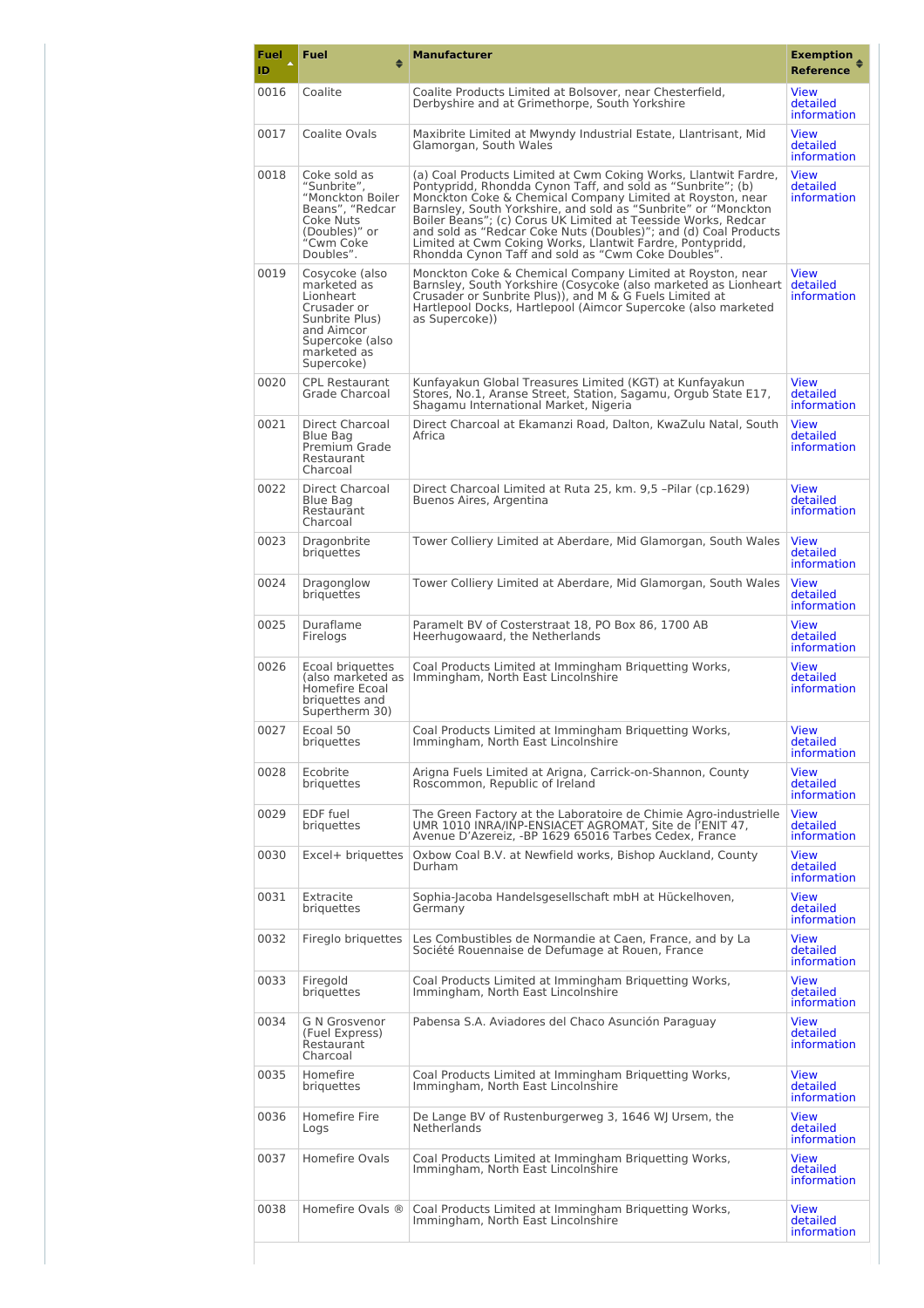| Fuel ID | Fuel | Manufacturer | Exemption Reference |
| --- | --- | --- | --- |
| 0016 | Coalite | Coalite Products Limited at Bolsover, near Chesterfield, Derbyshire and at Grimethorpe, South Yorkshire | View detailed information |
| 0017 | Coalite Ovals | Maxibrite Limited at Mwyndy Industrial Estate, Llantrisant, Mid Glamorgan, South Wales | View detailed information |
| 0018 | Coke sold as "Sunbrite", "Monckton Boiler Beans", "Redcar Coke Nuts (Doubles)" or "Cwm Coke Doubles". | (a) Coal Products Limited at Cwm Coking Works, Llantwit Fardre, Pontypridd, Rhondda Cynon Taff, and sold as "Sunbrite"; (b) Monckton Coke & Chemical Company Limited at Royston, near Barnsley, South Yorkshire, and sold as "Sunbrite" or "Monckton Boiler Beans"; (c) Corus UK Limited at Teesside Works, Redcar and sold as "Redcar Coke Nuts (Doubles)"; and (d) Coal Products Limited at Cwm Coking Works, Llantwit Fardre, Pontypridd, Rhondda Cynon Taff and sold as "Cwm Coke Doubles". | View detailed information |
| 0019 | Cosycoke (also marketed as Lionheart Crusader or Sunbrite Plus) and Aimcor Supercoke (also marketed as Supercoke) | Monckton Coke & Chemical Company Limited at Royston, near Barnsley, South Yorkshire (Cosycoke (also marketed as Lionheart Crusader or Sunbrite Plus)), and M & G Fuels Limited at Hartlepool Docks, Hartlepool (Aimcor Supercoke (also marketed as Supercoke)) | View detailed information |
| 0020 | CPL Restaurant Grade Charcoal | Kunfayakun Global Treasures Limited (KGT) at Kunfayakun Stores, No.1, Aranse Street, Station, Sagamu, Orgub State E17, Shagamu International Market, Nigeria | View detailed information |
| 0021 | Direct Charcoal Blue Bag Premium Grade Restaurant Charcoal | Direct Charcoal at Ekamanzi Road, Dalton, KwaZulu Natal, South Africa | View detailed information |
| 0022 | Direct Charcoal Blue Bag Restaurant Charcoal | Direct Charcoal Limited at Ruta 25, km. 9,5 –Pilar (cp.1629) Buenos Aires, Argentina | View detailed information |
| 0023 | Dragonbrite briquettes | Tower Colliery Limited at Aberdare, Mid Glamorgan, South Wales | View detailed information |
| 0024 | Dragonglow briquettes | Tower Colliery Limited at Aberdare, Mid Glamorgan, South Wales | View detailed information |
| 0025 | Duraflame Firelogs | Paramelt BV of Costerstraat 18, PO Box 86, 1700 AB Heerhugowaard, the Netherlands | View detailed information |
| 0026 | Ecoal briquettes (also marketed as Homefire Ecoal briquettes and Supertherm 30) | Coal Products Limited at Immingham Briquetting Works, Immingham, North East Lincolnshire | View detailed information |
| 0027 | Ecoal 50 briquettes | Coal Products Limited at Immingham Briquetting Works, Immingham, North East Lincolnshire | View detailed information |
| 0028 | Ecobrite briquettes | Arigna Fuels Limited at Arigna, Carrick-on-Shannon, County Roscommon, Republic of Ireland | View detailed information |
| 0029 | EDF fuel briquettes | The Green Factory at the Laboratoire de Chimie Agro-industrielle UMR 1010 INRA/INP-ENSIACET AGROMAT, Site de l'ENIT 47, Avenue D'Azereiz, -BP 1629 65016 Tarbes Cedex, France | View detailed information |
| 0030 | Excel+ briquettes | Oxbow Coal B.V. at Newfield works, Bishop Auckland, County Durham | View detailed information |
| 0031 | Extracite briquettes | Sophia-Jacoba Handelsgesellschaft mbH at Hückelhoven, Germany | View detailed information |
| 0032 | Fireglo briquettes | Les Combustibles de Normandie at Caen, France, and by La Société Rouennaise de Defumage at Rouen, France | View detailed information |
| 0033 | Firegold briquettes | Coal Products Limited at Immingham Briquetting Works, Immingham, North East Lincolnshire | View detailed information |
| 0034 | G N Grosvenor (Fuel Express) Restaurant Charcoal | Pabensa S.A. Aviadores del Chaco Asunción Paraguay | View detailed information |
| 0035 | Homefire briquettes | Coal Products Limited at Immingham Briquetting Works, Immingham, North East Lincolnshire | View detailed information |
| 0036 | Homefire Fire Logs | De Lange BV of Rustenburgerweg 3, 1646 WJ Ursem, the Netherlands | View detailed information |
| 0037 | Homefire Ovals | Coal Products Limited at Immingham Briquetting Works, Immingham, North East Lincolnshire | View detailed information |
| 0038 | Homefire Ovals ® | Coal Products Limited at Immingham Briquetting Works, Immingham, North East Lincolnshire | View detailed information |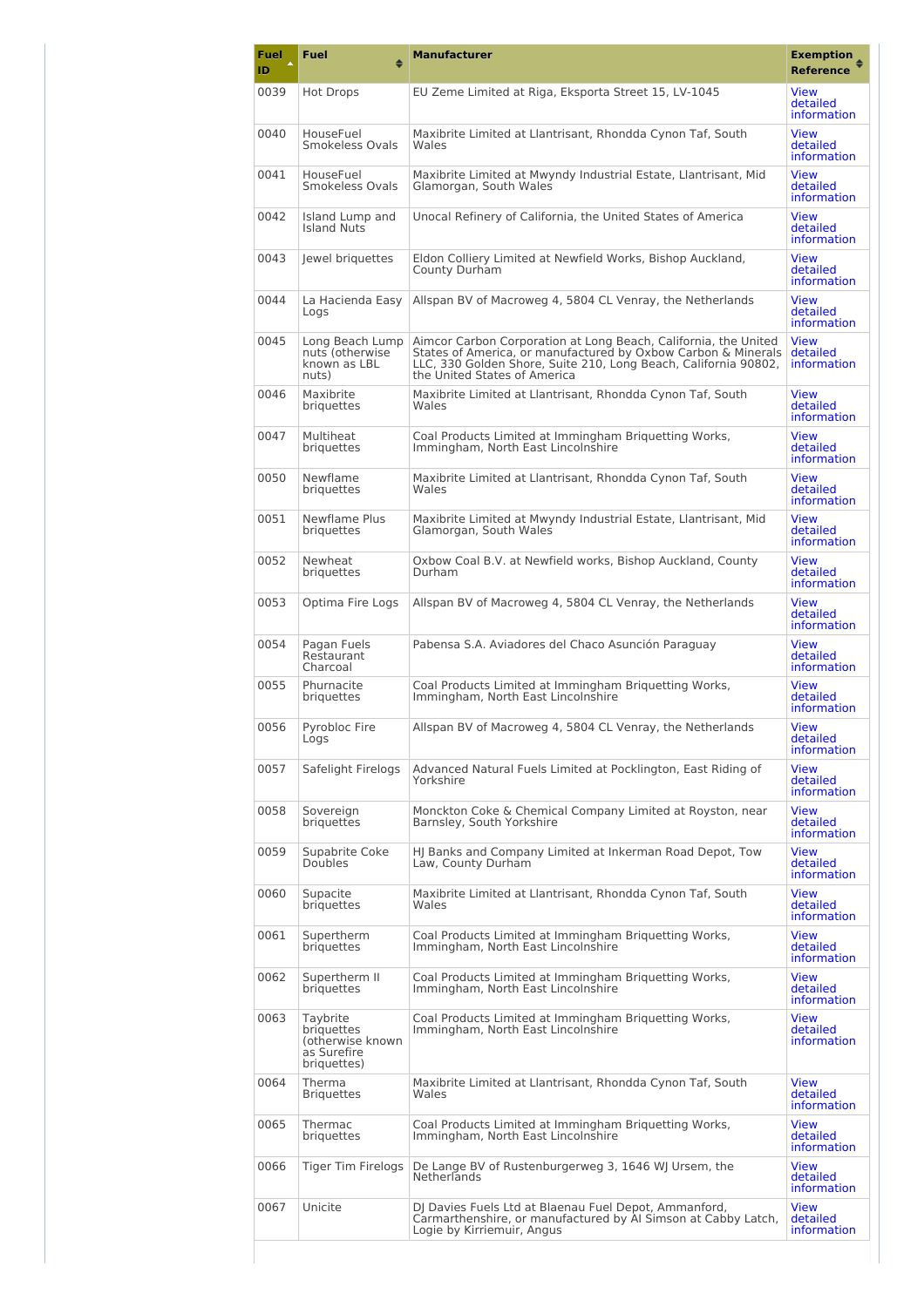| Fuel ID | Fuel | Manufacturer | Exemption Reference |
|---|---|---|---|
| 0039 | Hot Drops | EU Zeme Limited at Riga, Eksporta Street 15, LV-1045 | View detailed information |
| 0040 | HouseFuel Smokeless Ovals | Maxibrite Limited at Llantrisant, Rhondda Cynon Taf, South Wales | View detailed information |
| 0041 | HouseFuel Smokeless Ovals | Maxibrite Limited at Mwyndy Industrial Estate, Llantrisant, Mid Glamorgan, South Wales | View detailed information |
| 0042 | Island Lump and Island Nuts | Unocal Refinery of California, the United States of America | View detailed information |
| 0043 | Jewel briquettes | Eldon Colliery Limited at Newfield Works, Bishop Auckland, County Durham | View detailed information |
| 0044 | La Hacienda Easy Logs | Allspan BV of Macroweg 4, 5804 CL Venray, the Netherlands | View detailed information |
| 0045 | Long Beach Lump nuts (otherwise known as LBL nuts) | Aimcor Carbon Corporation at Long Beach, California, the United States of America, or manufactured by Oxbow Carbon & Minerals LLC, 330 Golden Shore, Suite 210, Long Beach, California 90802, the United States of America | View detailed information |
| 0046 | Maxibrite briquettes | Maxibrite Limited at Llantrisant, Rhondda Cynon Taf, South Wales | View detailed information |
| 0047 | Multiheat briquettes | Coal Products Limited at Immingham Briquetting Works, Immingham, North East Lincolnshire | View detailed information |
| 0050 | Newflame briquettes | Maxibrite Limited at Llantrisant, Rhondda Cynon Taf, South Wales | View detailed information |
| 0051 | Newflame Plus briquettes | Maxibrite Limited at Mwyndy Industrial Estate, Llantrisant, Mid Glamorgan, South Wales | View detailed information |
| 0052 | Newheat briquettes | Oxbow Coal B.V. at Newfield works, Bishop Auckland, County Durham | View detailed information |
| 0053 | Optima Fire Logs | Allspan BV of Macroweg 4, 5804 CL Venray, the Netherlands | View detailed information |
| 0054 | Pagan Fuels Restaurant Charcoal | Pabensa S.A. Aviadores del Chaco Asunción Paraguay | View detailed information |
| 0055 | Phurnacite briquettes | Coal Products Limited at Immingham Briquetting Works, Immingham, North East Lincolnshire | View detailed information |
| 0056 | Pyrobloc Fire Logs | Allspan BV of Macroweg 4, 5804 CL Venray, the Netherlands | View detailed information |
| 0057 | Safelight Firelogs | Advanced Natural Fuels Limited at Pocklington, East Riding of Yorkshire | View detailed information |
| 0058 | Sovereign briquettes | Monckton Coke & Chemical Company Limited at Royston, near Barnsley, South Yorkshire | View detailed information |
| 0059 | Supabrite Coke Doubles | HJ Banks and Company Limited at Inkerman Road Depot, Tow Law, County Durham | View detailed information |
| 0060 | Supacite briquettes | Maxibrite Limited at Llantrisant, Rhondda Cynon Taf, South Wales | View detailed information |
| 0061 | Supertherm briquettes | Coal Products Limited at Immingham Briquetting Works, Immingham, North East Lincolnshire | View detailed information |
| 0062 | Supertherm II briquettes | Coal Products Limited at Immingham Briquetting Works, Immingham, North East Lincolnshire | View detailed information |
| 0063 | Taybrite briquettes (otherwise known as Surefire briquettes) | Coal Products Limited at Immingham Briquetting Works, Immingham, North East Lincolnshire | View detailed information |
| 0064 | Therma Briquettes | Maxibrite Limited at Llantrisant, Rhondda Cynon Taf, South Wales | View detailed information |
| 0065 | Thermac briquettes | Coal Products Limited at Immingham Briquetting Works, Immingham, North East Lincolnshire | View detailed information |
| 0066 | Tiger Tim Firelogs | De Lange BV of Rustenburgerweg 3, 1646 WJ Ursem, the Netherlands | View detailed information |
| 0067 | Unicite | DJ Davies Fuels Ltd at Blaenau Fuel Depot, Ammanford, Carmarthenshire, or manufactured by Al Simson at Cabby Latch, Logie by Kirriemuir, Angus | View detailed information |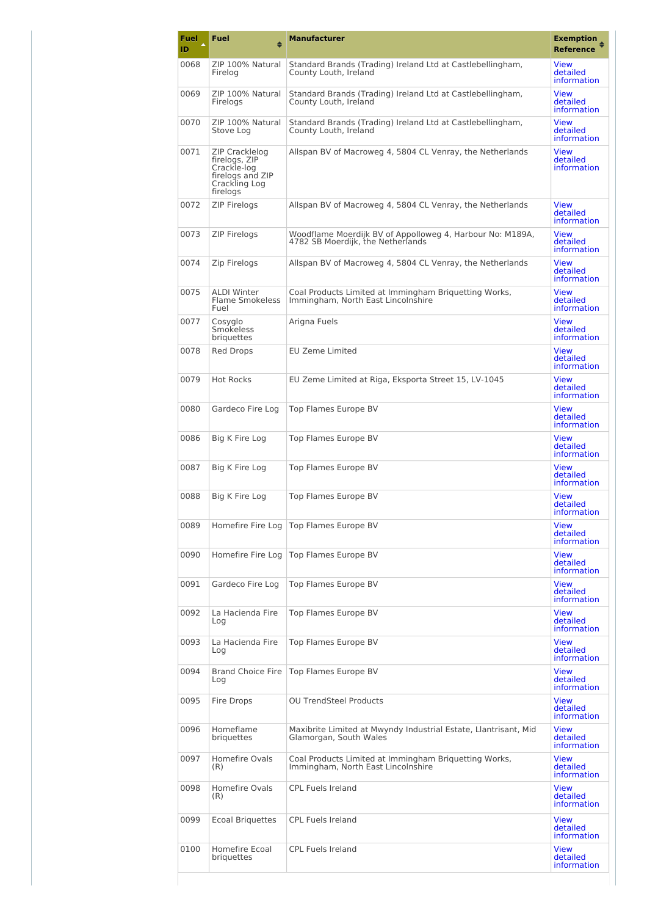| Fuel ID | Fuel | Manufacturer | Exemption Reference |
|---|---|---|---|
| 0068 | ZIP 100% Natural Firelog | Standard Brands (Trading) Ireland Ltd at Castlebellingham, County Louth, Ireland | View detailed information |
| 0069 | ZIP 100% Natural Firelogs | Standard Brands (Trading) Ireland Ltd at Castlebellingham, County Louth, Ireland | View detailed information |
| 0070 | ZIP 100% Natural Stove Log | Standard Brands (Trading) Ireland Ltd at Castlebellingham, County Louth, Ireland | View detailed information |
| 0071 | ZIP Cracklelog firelogs, ZIP Crackle-log firelogs and ZIP Crackling Log firelogs | Allspan BV of Macroweg 4, 5804 CL Venray, the Netherlands | View detailed information |
| 0072 | ZIP Firelogs | Allspan BV of Macroweg 4, 5804 CL Venray, the Netherlands | View detailed information |
| 0073 | ZIP Firelogs | Woodflame Moerdijk BV of Appolloweg 4, Harbour No: M189A, 4782 SB Moerdijk, the Netherlands | View detailed information |
| 0074 | Zip Firelogs | Allspan BV of Macroweg 4, 5804 CL Venray, the Netherlands | View detailed information |
| 0075 | ALDI Winter Flame Smokeless Fuel | Coal Products Limited at Immingham Briquetting Works, Immingham, North East Lincolnshire | View detailed information |
| 0077 | Cosyglo Smokeless briquettes | Arigna Fuels | View detailed information |
| 0078 | Red Drops | EU Zeme Limited | View detailed information |
| 0079 | Hot Rocks | EU Zeme Limited at Riga, Eksporta Street 15, LV-1045 | View detailed information |
| 0080 | Gardeco Fire Log | Top Flames Europe BV | View detailed information |
| 0086 | Big K Fire Log | Top Flames Europe BV | View detailed information |
| 0087 | Big K Fire Log | Top Flames Europe BV | View detailed information |
| 0088 | Big K Fire Log | Top Flames Europe BV | View detailed information |
| 0089 | Homefire Fire Log | Top Flames Europe BV | View detailed information |
| 0090 | Homefire Fire Log | Top Flames Europe BV | View detailed information |
| 0091 | Gardeco Fire Log | Top Flames Europe BV | View detailed information |
| 0092 | La Hacienda Fire Log | Top Flames Europe BV | View detailed information |
| 0093 | La Hacienda Fire Log | Top Flames Europe BV | View detailed information |
| 0094 | Brand Choice Fire Log | Top Flames Europe BV | View detailed information |
| 0095 | Fire Drops | OU TrendSteel Products | View detailed information |
| 0096 | Homeflame briquettes | Maxibrite Limited at Mwyndy Industrial Estate, Llantrisant, Mid Glamorgan, South Wales | View detailed information |
| 0097 | Homefire Ovals (R) | Coal Products Limited at Immingham Briquetting Works, Immingham, North East Lincolnshire | View detailed information |
| 0098 | Homefire Ovals (R) | CPL Fuels Ireland | View detailed information |
| 0099 | Ecoal Briquettes | CPL Fuels Ireland | View detailed information |
| 0100 | Homefire Ecoal briquettes | CPL Fuels Ireland | View detailed information |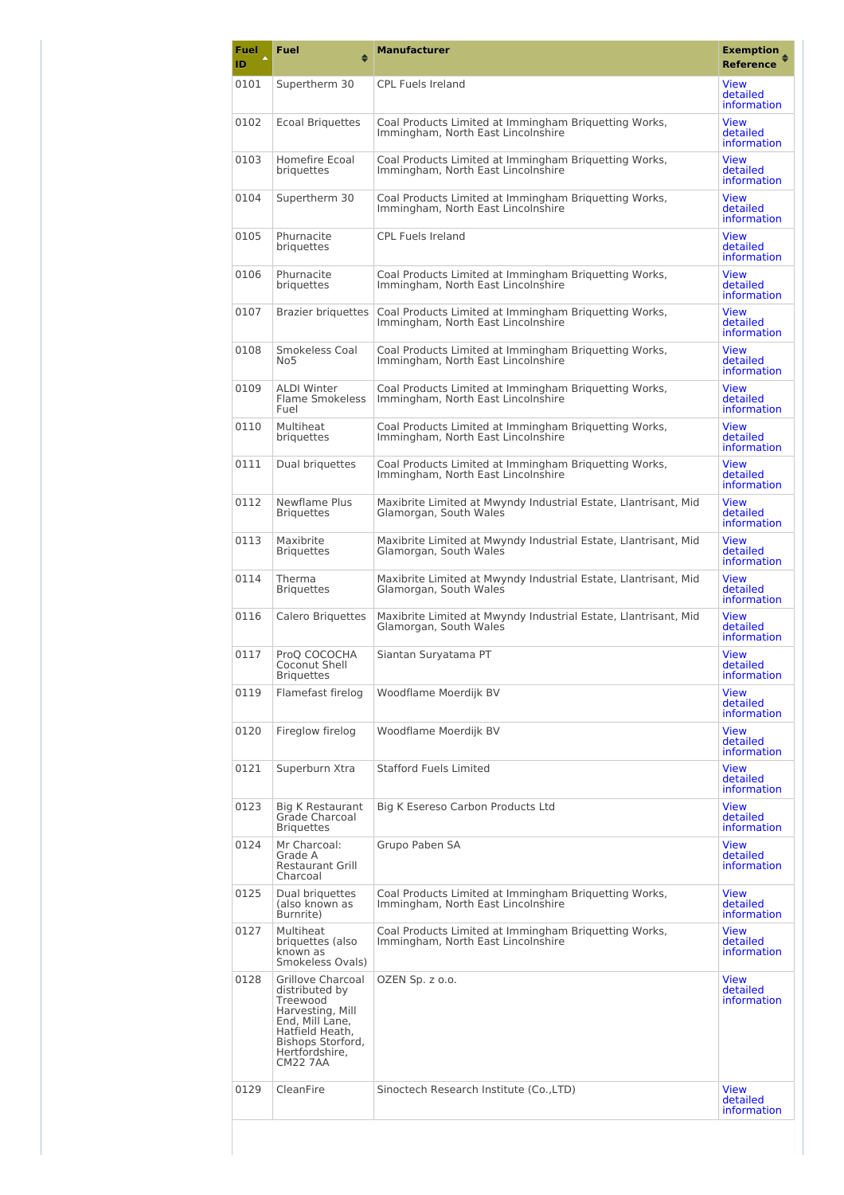| Fuel ID | Fuel | Manufacturer | Exemption Reference |
| --- | --- | --- | --- |
| 0101 | Supertherm 30 | CPL Fuels Ireland | View detailed information |
| 0102 | Ecoal Briquettes | Coal Products Limited at Immingham Briquetting Works, Immingham, North East Lincolnshire | View detailed information |
| 0103 | Homefire Ecoal briquettes | Coal Products Limited at Immingham Briquetting Works, Immingham, North East Lincolnshire | View detailed information |
| 0104 | Supertherm 30 | Coal Products Limited at Immingham Briquetting Works, Immingham, North East Lincolnshire | View detailed information |
| 0105 | Phurnacite briquettes | CPL Fuels Ireland | View detailed information |
| 0106 | Phurnacite briquettes | Coal Products Limited at Immingham Briquetting Works, Immingham, North East Lincolnshire | View detailed information |
| 0107 | Brazier briquettes | Coal Products Limited at Immingham Briquetting Works, Immingham, North East Lincolnshire | View detailed information |
| 0108 | Smokeless Coal No5 | Coal Products Limited at Immingham Briquetting Works, Immingham, North East Lincolnshire | View detailed information |
| 0109 | ALDI Winter Flame Smokeless Fuel | Coal Products Limited at Immingham Briquetting Works, Immingham, North East Lincolnshire | View detailed information |
| 0110 | Multiheat briquettes | Coal Products Limited at Immingham Briquetting Works, Immingham, North East Lincolnshire | View detailed information |
| 0111 | Dual briquettes | Coal Products Limited at Immingham Briquetting Works, Immingham, North East Lincolnshire | View detailed information |
| 0112 | Newflame Plus Briquettes | Maxibrite Limited at Mwyndy Industrial Estate, Llantrisant, Mid Glamorgan, South Wales | View detailed information |
| 0113 | Maxibrite Briquettes | Maxibrite Limited at Mwyndy Industrial Estate, Llantrisant, Mid Glamorgan, South Wales | View detailed information |
| 0114 | Therma Briquettes | Maxibrite Limited at Mwyndy Industrial Estate, Llantrisant, Mid Glamorgan, South Wales | View detailed information |
| 0116 | Calero Briquettes | Maxibrite Limited at Mwyndy Industrial Estate, Llantrisant, Mid Glamorgan, South Wales | View detailed information |
| 0117 | ProQ COCOCHA Coconut Shell Briquettes | Siantan Suryatama PT | View detailed information |
| 0119 | Flamefast firelog | Woodflame Moerdijk BV | View detailed information |
| 0120 | Fireglow firelog | Woodflame Moerdijk BV | View detailed information |
| 0121 | Superburn Xtra | Stafford Fuels Limited | View detailed information |
| 0123 | Big K Restaurant Grade Charcoal Briquettes | Big K Esereso Carbon Products Ltd | View detailed information |
| 0124 | Mr Charcoal: Grade A Restaurant Grill Charcoal | Grupo Paben SA | View detailed information |
| 0125 | Dual briquettes (also known as Burnrite) | Coal Products Limited at Immingham Briquetting Works, Immingham, North East Lincolnshire | View detailed information |
| 0127 | Multiheat briquettes (also known as Smokeless Ovals) | Coal Products Limited at Immingham Briquetting Works, Immingham, North East Lincolnshire | View detailed information |
| 0128 | Grillove Charcoal distributed by Treewood Harvesting, Mill End, Mill Lane, Hatfield Heath, Bishops Storford, Hertfordshire, CM22 7AA | OZEN Sp. z o.o. | View detailed information |
| 0129 | CleanFire | Sinoctech Research Institute (Co.,LTD) | View detailed information |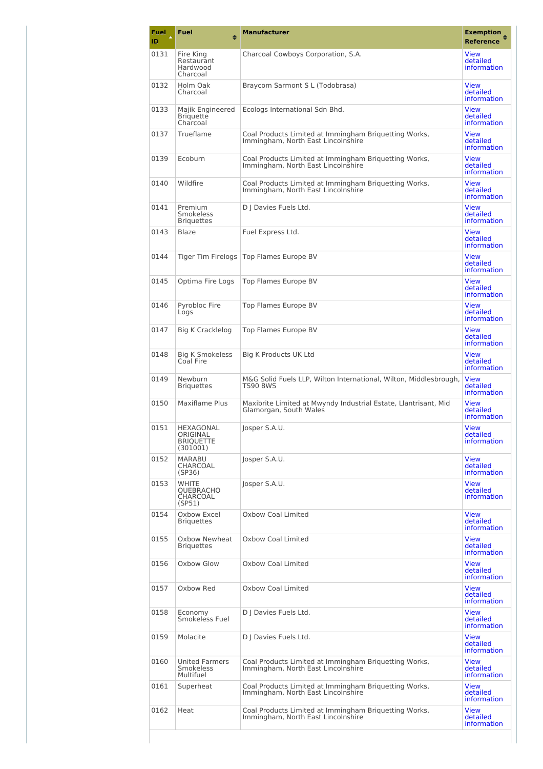| Fuel ID | Fuel | Manufacturer | Exemption Reference |
|---|---|---|---|
| 0131 | Fire King Restaurant Hardwood Charcoal | Charcoal Cowboys Corporation, S.A. | View detailed information |
| 0132 | Holm Oak Charcoal | Braycom Sarmont S L (Todobrasa) | View detailed information |
| 0133 | Majik Engineered Briquette Charcoal | Ecologs International Sdn Bhd. | View detailed information |
| 0137 | Trueflame | Coal Products Limited at Immingham Briquetting Works, Immingham, North East Lincolnshire | View detailed information |
| 0139 | Ecoburn | Coal Products Limited at Immingham Briquetting Works, Immingham, North East Lincolnshire | View detailed information |
| 0140 | Wildfire | Coal Products Limited at Immingham Briquetting Works, Immingham, North East Lincolnshire | View detailed information |
| 0141 | Premium Smokeless Briquettes | D J Davies Fuels Ltd. | View detailed information |
| 0143 | Blaze | Fuel Express Ltd. | View detailed information |
| 0144 | Tiger Tim Firelogs | Top Flames Europe BV | View detailed information |
| 0145 | Optima Fire Logs | Top Flames Europe BV | View detailed information |
| 0146 | Pyrobloc Fire Logs | Top Flames Europe BV | View detailed information |
| 0147 | Big K Cracklelog | Top Flames Europe BV | View detailed information |
| 0148 | Big K Smokeless Coal Fire | Big K Products UK Ltd | View detailed information |
| 0149 | Newburn Briquettes | M&G Solid Fuels LLP, Wilton International, Wilton, Middlesbrough, TS90 8WS | View detailed information |
| 0150 | Maxiflame Plus | Maxibrite Limited at Mwyndy Industrial Estate, Llantrisant, Mid Glamorgan, South Wales | View detailed information |
| 0151 | HEXAGONAL ORIGINAL BRIQUETTE (301001) | Josper S.A.U. | View detailed information |
| 0152 | MARABU CHARCOAL (SP36) | Josper S.A.U. | View detailed information |
| 0153 | WHITE QUEBRACHO CHARCOAL (SP51) | Josper S.A.U. | View detailed information |
| 0154 | Oxbow Excel Briquettes | Oxbow Coal Limited | View detailed information |
| 0155 | Oxbow Newheat Briquettes | Oxbow Coal Limited | View detailed information |
| 0156 | Oxbow Glow | Oxbow Coal Limited | View detailed information |
| 0157 | Oxbow Red | Oxbow Coal Limited | View detailed information |
| 0158 | Economy Smokeless Fuel | D J Davies Fuels Ltd. | View detailed information |
| 0159 | Molacite | D J Davies Fuels Ltd. | View detailed information |
| 0160 | United Farmers Smokeless Multifuel | Coal Products Limited at Immingham Briquetting Works, Immingham, North East Lincolnshire | View detailed information |
| 0161 | Superheat | Coal Products Limited at Immingham Briquetting Works, Immingham, North East Lincolnshire | View detailed information |
| 0162 | Heat | Coal Products Limited at Immingham Briquetting Works, Immingham, North East Lincolnshire | View detailed information |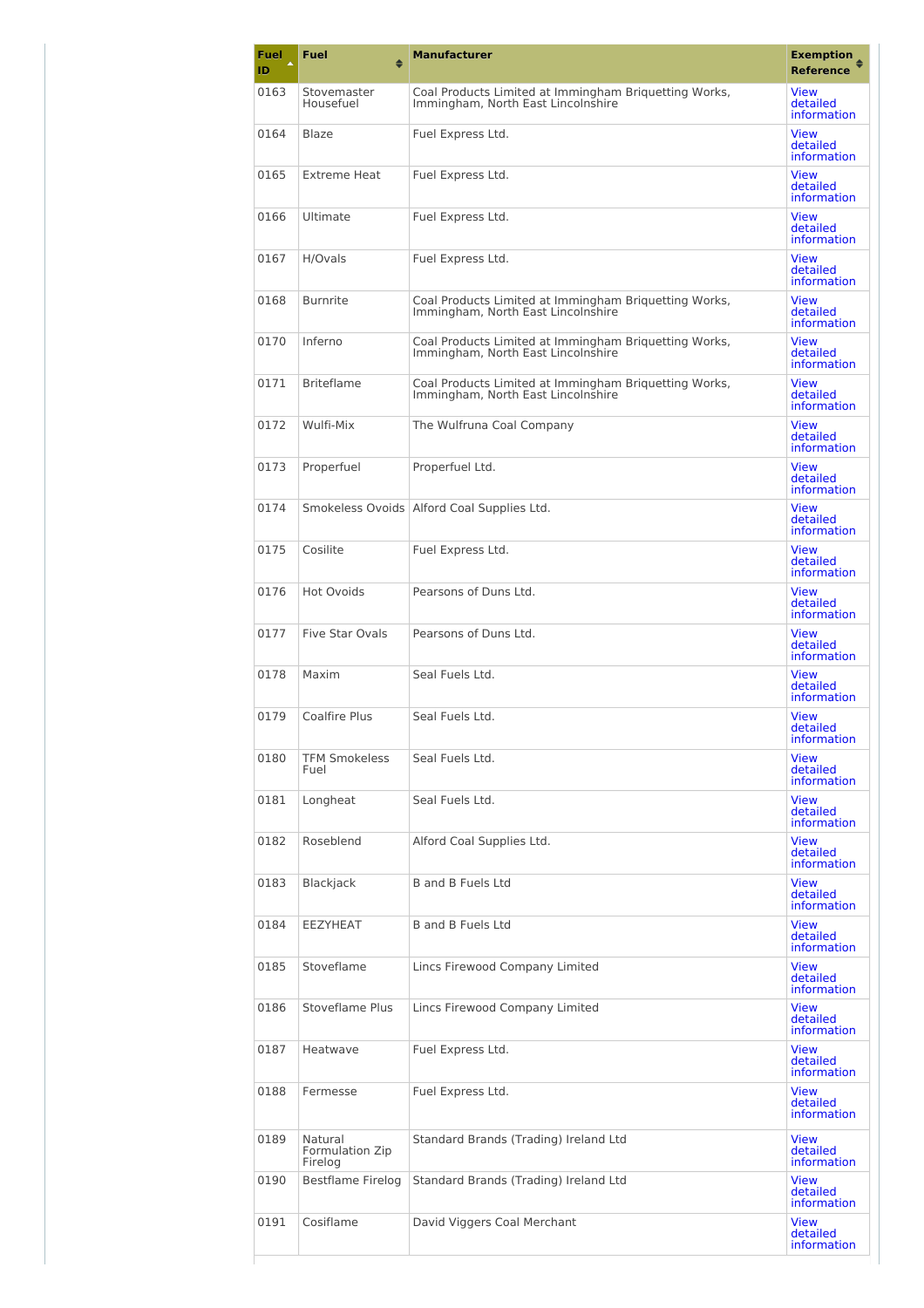| Fuel ID | Fuel | Manufacturer | Exemption Reference |
|---|---|---|---|
| 0163 | Stovemaster Housefuel | Coal Products Limited at Immingham Briquetting Works, Immingham, North East Lincolnshire | View detailed information |
| 0164 | Blaze | Fuel Express Ltd. | View detailed information |
| 0165 | Extreme Heat | Fuel Express Ltd. | View detailed information |
| 0166 | Ultimate | Fuel Express Ltd. | View detailed information |
| 0167 | H/Ovals | Fuel Express Ltd. | View detailed information |
| 0168 | Burnrite | Coal Products Limited at Immingham Briquetting Works, Immingham, North East Lincolnshire | View detailed information |
| 0170 | Inferno | Coal Products Limited at Immingham Briquetting Works, Immingham, North East Lincolnshire | View detailed information |
| 0171 | Briteflame | Coal Products Limited at Immingham Briquetting Works, Immingham, North East Lincolnshire | View detailed information |
| 0172 | Wulfi-Mix | The Wulfruna Coal Company | View detailed information |
| 0173 | Properfuel | Properfuel Ltd. | View detailed information |
| 0174 | Smokeless Ovoids | Alford Coal Supplies Ltd. | View detailed information |
| 0175 | Cosilite | Fuel Express Ltd. | View detailed information |
| 0176 | Hot Ovoids | Pearsons of Duns Ltd. | View detailed information |
| 0177 | Five Star Ovals | Pearsons of Duns Ltd. | View detailed information |
| 0178 | Maxim | Seal Fuels Ltd. | View detailed information |
| 0179 | Coalfire Plus | Seal Fuels Ltd. | View detailed information |
| 0180 | TFM Smokeless Fuel | Seal Fuels Ltd. | View detailed information |
| 0181 | Longheat | Seal Fuels Ltd. | View detailed information |
| 0182 | Roseblend | Alford Coal Supplies Ltd. | View detailed information |
| 0183 | Blackjack | B and B Fuels Ltd | View detailed information |
| 0184 | EEZYHEAT | B and B Fuels Ltd | View detailed information |
| 0185 | Stoveflame | Lincs Firewood Company Limited | View detailed information |
| 0186 | Stoveflame Plus | Lincs Firewood Company Limited | View detailed information |
| 0187 | Heatwave | Fuel Express Ltd. | View detailed information |
| 0188 | Fermesse | Fuel Express Ltd. | View detailed information |
| 0189 | Natural Formulation Zip Firelog | Standard Brands (Trading) Ireland Ltd | View detailed information |
| 0190 | Bestflame Firelog | Standard Brands (Trading) Ireland Ltd | View detailed information |
| 0191 | Cosiflame | David Viggers Coal Merchant | View detailed information |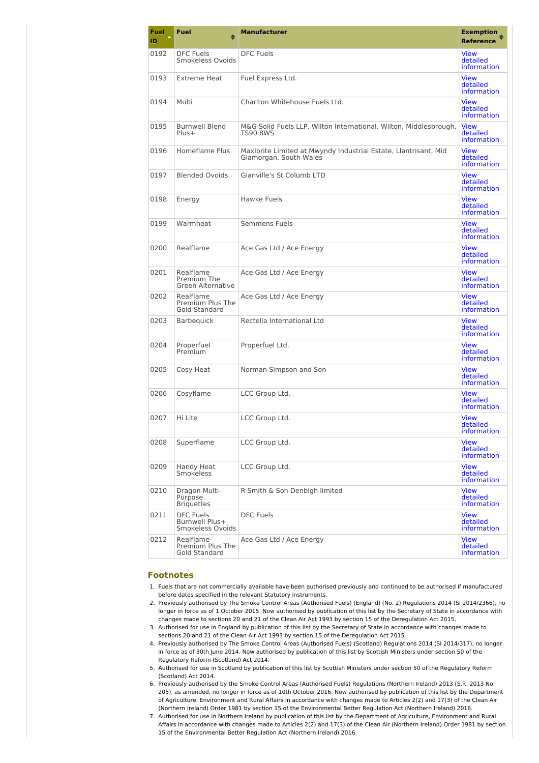| Fuel ID | Fuel | Manufacturer | Exemption Reference |
|---|---|---|---|
| 0192 | DFC Fuels Smokeless Ovoids | DFC Fuels | View detailed information |
| 0193 | Extreme Heat | Fuel Express Ltd. | View detailed information |
| 0194 | Multi | Charlton Whitehouse Fuels Ltd. | View detailed information |
| 0195 | Burnwell Blend Plus+ | M&G Solid Fuels LLP, Wilton International, Wilton, Middlesbrough, TS90 8WS | View detailed information |
| 0196 | Homeflame Plus | Maxibrite Limited at Mwyndy Industrial Estate, Llantrisant, Mid Glamorgan, South Wales | View detailed information |
| 0197 | Blended Ovoids | Glanville's St Columb LTD | View detailed information |
| 0198 | Energy | Hawke Fuels | View detailed information |
| 0199 | Warmheat | Semmens Fuels | View detailed information |
| 0200 | Realflame | Ace Gas Ltd / Ace Energy | View detailed information |
| 0201 | Realflame Premium The Green Alternative | Ace Gas Ltd / Ace Energy | View detailed information |
| 0202 | Realflame Premium Plus The Gold Standard | Ace Gas Ltd / Ace Energy | View detailed information |
| 0203 | Barbequick | Rectella International Ltd | View detailed information |
| 0204 | Properfuel Premium | Properfuel Ltd. | View detailed information |
| 0205 | Cosy Heat | Norman Simpson and Son | View detailed information |
| 0206 | Cosyflame | LCC Group Ltd. | View detailed information |
| 0207 | Hi Lite | LCC Group Ltd. | View detailed information |
| 0208 | Superflame | LCC Group Ltd. | View detailed information |
| 0209 | Handy Heat Smokeless | LCC Group Ltd. | View detailed information |
| 0210 | Dragon Multi-Purpose Briquettes | R Smith & Son Denbigh limited | View detailed information |
| 0211 | DFC Fuels Burnwell Plus+ Smokeless Ovoids | DFC Fuels | View detailed information |
| 0212 | Realflame Premium Plus The Gold Standard | Ace Gas Ltd / Ace Energy | View detailed information |

## Footnotes

1. Fuels that are not commercially available have been authorised previously and continued to be authorised if manufactured before dates specified in the relevant Statutory instruments.
2. Previously authorised by The Smoke Control Areas (Authorised Fuels) (England) (No. 2) Regulations 2014 (SI 2014/2366), no longer in force as of 1 October 2015. Now authorised by publication of this list by the Secretary of State in accordance with changes made to sections 20 and 21 of the Clean Air Act 1993 by section 15 of the Deregulation Act 2015.
3. Authorised for use in England by publication of this list by the Secretary of State in accordance with changes made to sections 20 and 21 of the Clean Air Act 1993 by section 15 of the Deregulation Act 2015
4. Previously authorised by The Smoke Control Areas (Authorised Fuels) (Scotland) Regulations 2014 (SI 2014/317), no longer in force as of 30th June 2014. Now authorised by publication of this list by Scottish Ministers under section 50 of the Regulatory Reform (Scotland) Act 2014.
5. Authorised for use in Scotland by publication of this list by Scottish Ministers under section 50 of the Regulatory Reform (Scotland) Act 2014.
6. Previously authorised by the Smoke Control Areas (Authorised Fuels) Regulations (Northern Ireland) 2013 (S.R. 2013 No. 205), as amended, no longer in force as of 10th October 2016. Now authorised by publication of this list by the Department of Agriculture, Environment and Rural Affairs in accordance with changes made to Articles 2(2) and 17(3) of the Clean Air (Northern Ireland) Order 1981 by section 15 of the Environmental Better Regulation Act (Northern Ireland) 2016.
7. Authorised for use in Northern Ireland by publication of this list by the Department of Agriculture, Environment and Rural Affairs in accordance with changes made to Articles 2(2) and 17(3) of the Clean Air (Northern Ireland) Order 1981 by section 15 of the Environmental Better Regulation Act (Northern Ireland) 2016.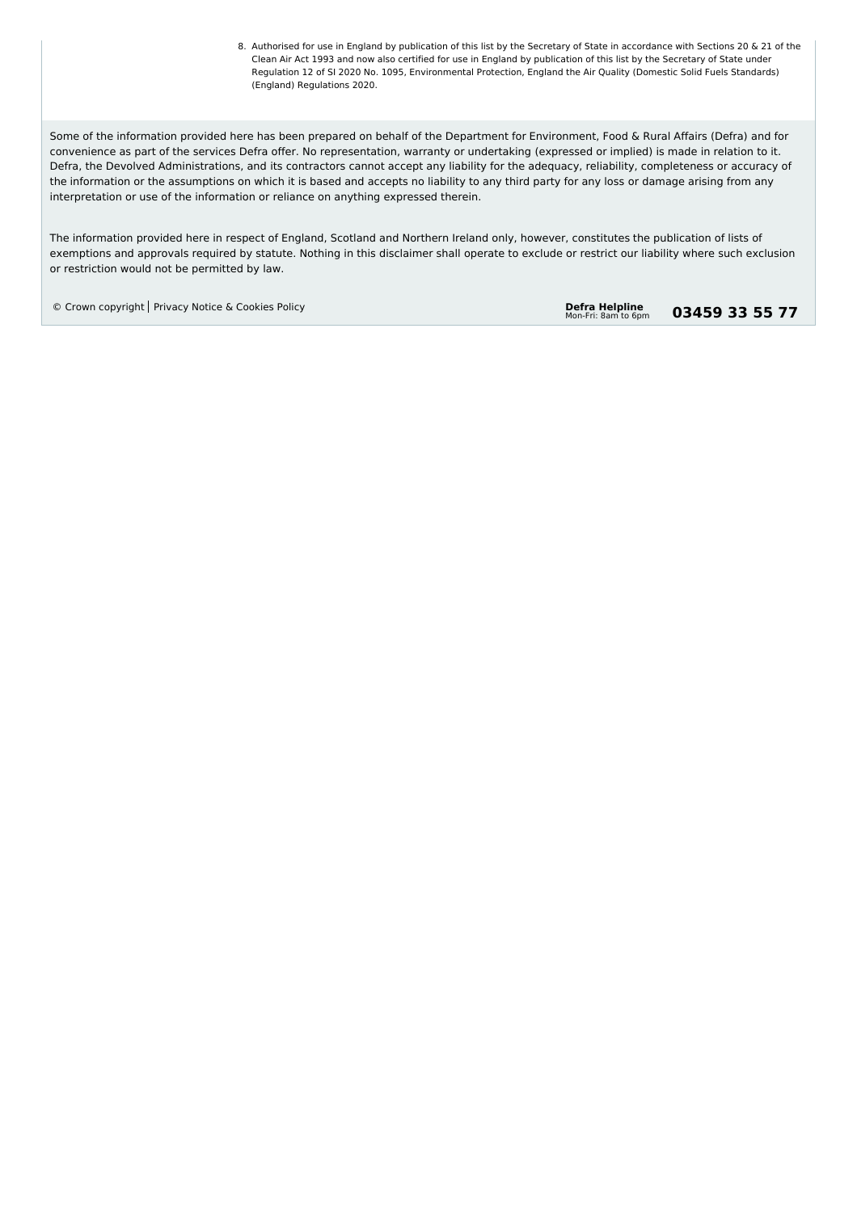8. Authorised for use in England by publication of this list by the Secretary of State in accordance with Sections 20 & 21 of the Clean Air Act 1993 and now also certified for use in England by publication of this list by the Secretary of State under Regulation 12 of SI 2020 No. 1095, Environmental Protection, England the Air Quality (Domestic Solid Fuels Standards) (England) Regulations 2020.

Some of the information provided here has been prepared on behalf of the Department for Environment, Food & Rural Affairs (Defra) and for convenience as part of the services Defra offer. No representation, warranty or undertaking (expressed or implied) is made in relation to it. Defra, the Devolved Administrations, and its contractors cannot accept any liability for the adequacy, reliability, completeness or accuracy of the information or the assumptions on which it is based and accepts no liability to any third party for any loss or damage arising from any interpretation or use of the information or reliance on anything expressed therein.

The information provided here in respect of England, Scotland and Northern Ireland only, however, constitutes the publication of lists of exemptions and approvals required by statute. Nothing in this disclaimer shall operate to exclude or restrict our liability where such exclusion or restriction would not be permitted by law.

© Crown copyright | Privacy Notice & Cookies Policy

**Defra Helpline** Mon-Fri: 8am to 6pm **03459 33 55 77**